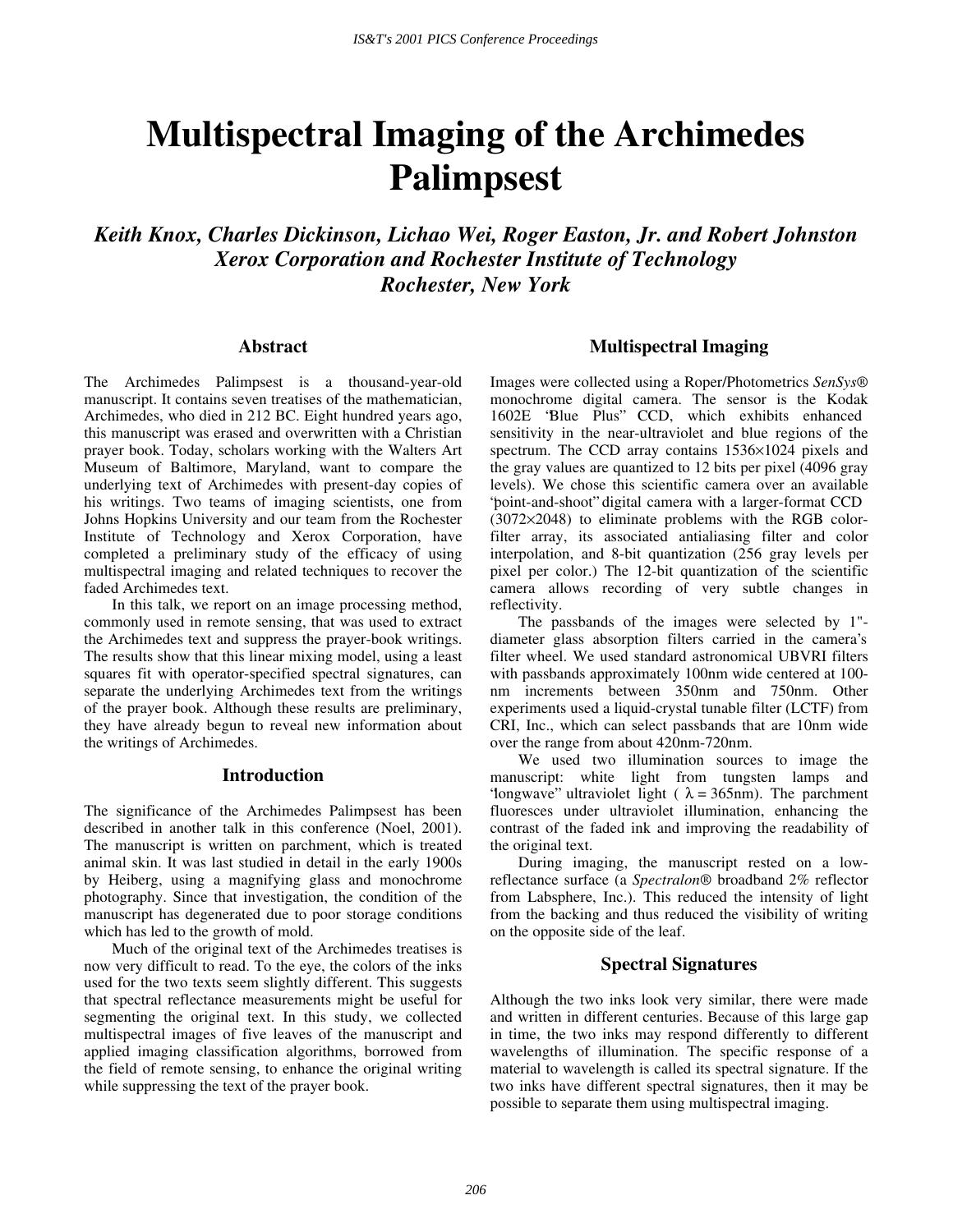# Multispectral Imaging of the Archimedes Palimpsest

*Keith Knox, Charles Dickinson, Lichao Wei, Roger Easton, Jr. and Robert Johnston*
*Xerox Corporation and Rochester Institute of Technology*
*Rochester, New York*

## Abstract

The Archimedes Palimpsest is a thousand-year-old manuscript. It contains seven treatises of the mathematician, Archimedes, who died in 212 BC. Eight hundred years ago, this manuscript was erased and overwritten with a Christian prayer book. Today, scholars working with the Walters Art Museum of Baltimore, Maryland, want to compare the underlying text of Archimedes with present-day copies of his writings. Two teams of imaging scientists, one from Johns Hopkins University and our team from the Rochester Institute of Technology and Xerox Corporation, have completed a preliminary study of the efficacy of using multispectral imaging and related techniques to recover the faded Archimedes text.

In this talk, we report on an image processing method, commonly used in remote sensing, that was used to extract the Archimedes text and suppress the prayer-book writings. The results show that this linear mixing model, using a least squares fit with operator-specified spectral signatures, can separate the underlying Archimedes text from the writings of the prayer book. Although these results are preliminary, they have already begun to reveal new information about the writings of Archimedes.

## Introduction

The significance of the Archimedes Palimpsest has been described in another talk in this conference (Noel, 2001). The manuscript is written on parchment, which is treated animal skin. It was last studied in detail in the early 1900s by Heiberg, using a magnifying glass and monochrome photography. Since that investigation, the condition of the manuscript has degenerated due to poor storage conditions which has led to the growth of mold.

Much of the original text of the Archimedes treatises is now very difficult to read. To the eye, the colors of the inks used for the two texts seem slightly different. This suggests that spectral reflectance measurements might be useful for segmenting the original text. In this study, we collected multispectral images of five leaves of the manuscript and applied imaging classification algorithms, borrowed from the field of remote sensing, to enhance the original writing while suppressing the text of the prayer book.

## Multispectral Imaging

Images were collected using a Roper/Photometrics *SenSys*® monochrome digital camera. The sensor is the Kodak 1602E "Blue Plus" CCD, which exhibits enhanced sensitivity in the near-ultraviolet and blue regions of the spectrum. The CCD array contains 1536×1024 pixels and the gray values are quantized to 12 bits per pixel (4096 gray levels). We chose this scientific camera over an available "point-and-shoot" digital camera with a larger-format CCD (3072×2048) to eliminate problems with the RGB color-filter array, its associated antialiasing filter and color interpolation, and 8-bit quantization (256 gray levels per pixel per color.) The 12-bit quantization of the scientific camera allows recording of very subtle changes in reflectivity.

The passbands of the images were selected by 1"-diameter glass absorption filters carried in the camera's filter wheel. We used standard astronomical UBVRI filters with passbands approximately 100nm wide centered at 100-nm increments between 350nm and 750nm. Other experiments used a liquid-crystal tunable filter (LCTF) from CRI, Inc., which can select passbands that are 10nm wide over the range from about 420nm-720nm.

We used two illumination sources to image the manuscript: white light from tungsten lamps and "longwave" ultraviolet light ( $\lambda = 365$nm). The parchment fluoresces under ultraviolet illumination, enhancing the contrast of the faded ink and improving the readability of the original text.

During imaging, the manuscript rested on a low-reflectance surface (a *Spectralon*® broadband 2% reflector from Labsphere, Inc.). This reduced the intensity of light from the backing and thus reduced the visibility of writing on the opposite side of the leaf.

## Spectral Signatures

Although the two inks look very similar, there were made and written in different centuries. Because of this large gap in time, the two inks may respond differently to different wavelengths of illumination. The specific response of a material to wavelength is called its spectral signature. If the two inks have different spectral signatures, then it may be possible to separate them using multispectral imaging.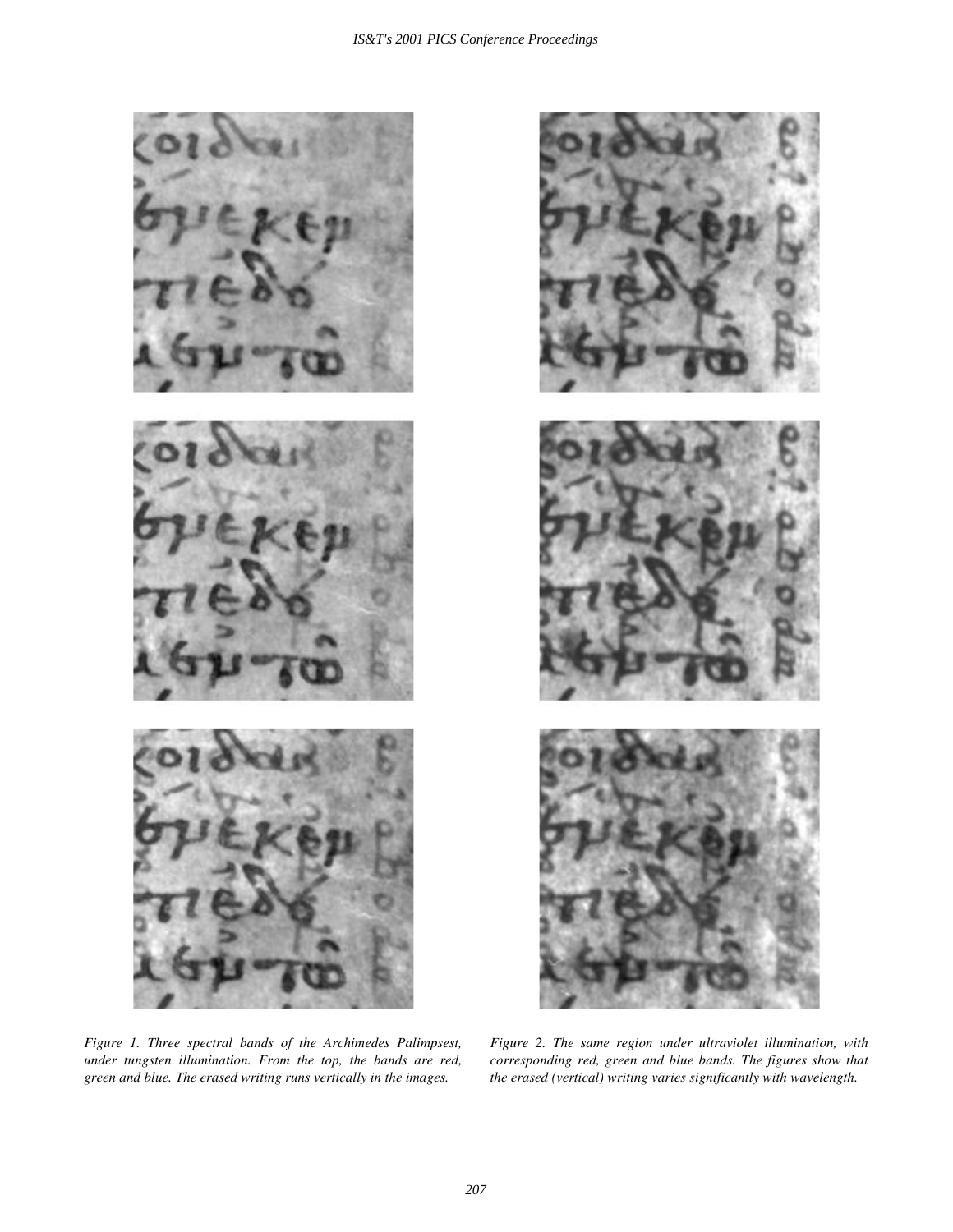*Figure 1. Three spectral bands of the Archimedes Palimpsest, under tungsten illumination. From the top, the bands are red, green and blue. The erased writing runs vertically in the images.*

*Figure 2. The same region under ultraviolet illumination, with corresponding red, green and blue bands. The figures show that the erased (vertical) writing varies significantly with wavelength.*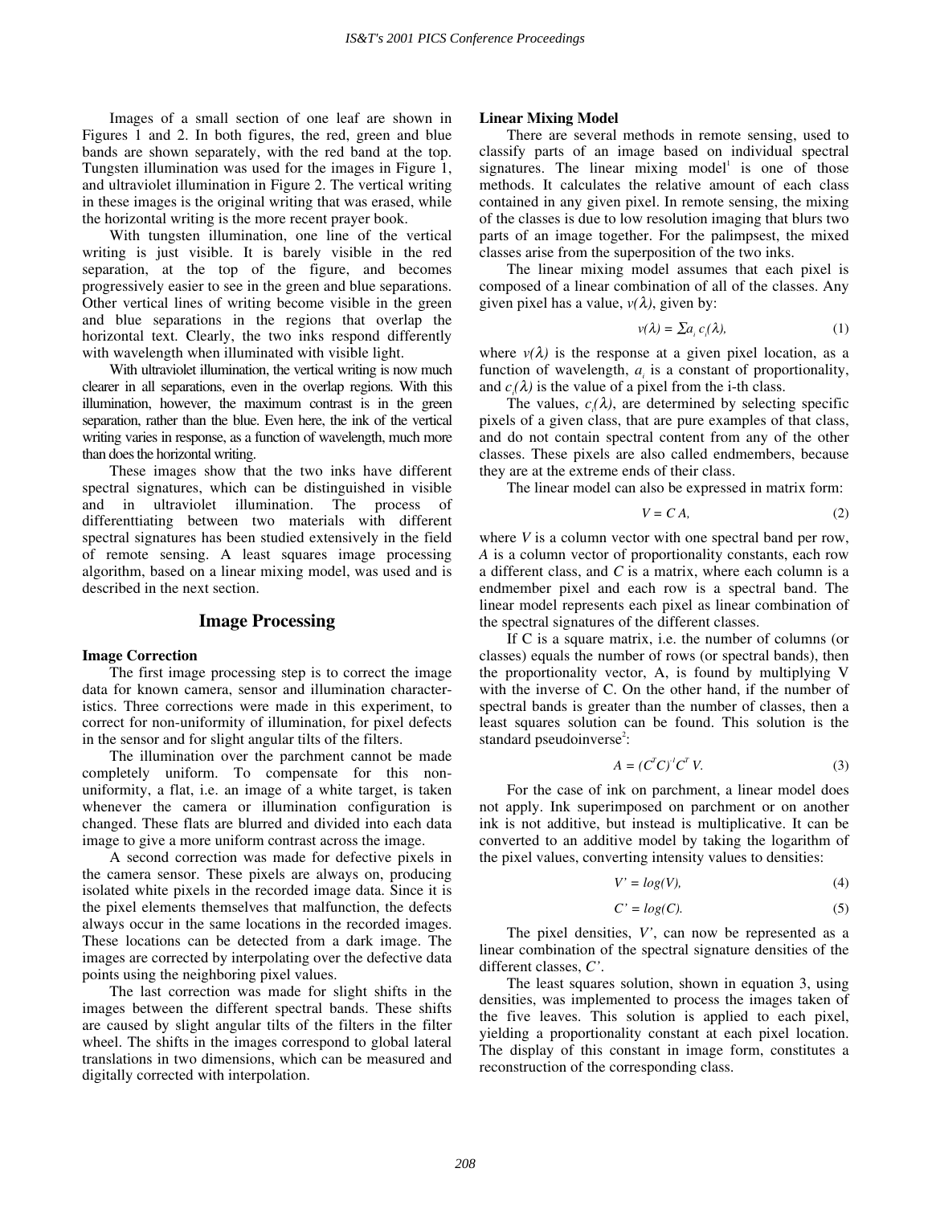Images of a small section of one leaf are shown in Figures 1 and 2. In both figures, the red, green and blue bands are shown separately, with the red band at the top. Tungsten illumination was used for the images in Figure 1, and ultraviolet illumination in Figure 2. The vertical writing in these images is the original writing that was erased, while the horizontal writing is the more recent prayer book.

With tungsten illumination, one line of the vertical writing is just visible. It is barely visible in the red separation, at the top of the figure, and becomes progressively easier to see in the green and blue separations. Other vertical lines of writing become visible in the green and blue separations in the regions that overlap the horizontal text. Clearly, the two inks respond differently with wavelength when illuminated with visible light.

With ultraviolet illumination, the vertical writing is now much clearer in all separations, even in the overlap regions. With this illumination, however, the maximum contrast is in the green separation, rather than the blue. Even here, the ink of the vertical writing varies in response, as a function of wavelength, much more than does the horizontal writing.

These images show that the two inks have different spectral signatures, which can be distinguished in visible and in ultraviolet illumination. The process of differenttiating between two materials with different spectral signatures has been studied extensively in the field of remote sensing. A least squares image processing algorithm, based on a linear mixing model, was used and is described in the next section.

## Image Processing

### Image Correction

The first image processing step is to correct the image data for known camera, sensor and illumination characteristics. Three corrections were made in this experiment, to correct for non-uniformity of illumination, for pixel defects in the sensor and for slight angular tilts of the filters.

The illumination over the parchment cannot be made completely uniform. To compensate for this non-uniformity, a flat, i.e. an image of a white target, is taken whenever the camera or illumination configuration is changed. These flats are blurred and divided into each data image to give a more uniform contrast across the image.

A second correction was made for defective pixels in the camera sensor. These pixels are always on, producing isolated white pixels in the recorded image data. Since it is the pixel elements themselves that malfunction, the defects always occur in the same locations in the recorded images. These locations can be detected from a dark image. The images are corrected by interpolating over the defective data points using the neighboring pixel values.

The last correction was made for slight shifts in the images between the different spectral bands. These shifts are caused by slight angular tilts of the filters in the filter wheel. The shifts in the images correspond to global lateral translations in two dimensions, which can be measured and digitally corrected with interpolation.

### Linear Mixing Model

There are several methods in remote sensing, used to classify parts of an image based on individual spectral signatures. The linear mixing model[1] is one of those methods. It calculates the relative amount of each class contained in any given pixel. In remote sensing, the mixing of the classes is due to low resolution imaging that blurs two parts of an image together. For the palimpsest, the mixed classes arise from the superposition of the two inks.

The linear mixing model assumes that each pixel is composed of a linear combination of all of the classes. Any given pixel has a value, $v(\lambda)$, given by:

$$v(\lambda) = \sum a_i \, c_i(\lambda), \tag{1}$$

where $v(\lambda)$ is the response at a given pixel location, as a function of wavelength, $a_i$ is a constant of proportionality, and $c_i(\lambda)$ is the value of a pixel from the i-th class.

The values, $c_i(\lambda)$, are determined by selecting specific pixels of a given class, that are pure examples of that class, and do not contain spectral content from any of the other classes. These pixels are also called endmembers, because they are at the extreme ends of their class.

The linear model can also be expressed in matrix form:

$$V = C\,A, \tag{2}$$

where $V$ is a column vector with one spectral band per row, $A$ is a column vector of proportionality constants, each row a different class, and $C$ is a matrix, where each column is a endmember pixel and each row is a spectral band. The linear model represents each pixel as linear combination of the spectral signatures of the different classes.

If C is a square matrix, i.e. the number of columns (or classes) equals the number of rows (or spectral bands), then the proportionality vector, A, is found by multiplying V with the inverse of C. On the other hand, if the number of spectral bands is greater than the number of classes, then a least squares solution can be found. This solution is the standard pseudoinverse[2]:

$$A = (C^T C)^{-1} C^T \, V. \tag{3}$$

For the case of ink on parchment, a linear model does not apply. Ink superimposed on parchment or on another ink is not additive, but instead is multiplicative. It can be converted to an additive model by taking the logarithm of the pixel values, converting intensity values to densities:

$$V' = \log(V), \tag{4}$$

$$C' = \log(C). \tag{5}$$

The pixel densities, $V'$, can now be represented as a linear combination of the spectral signature densities of the different classes, $C'$.

The least squares solution, shown in equation 3, using densities, was implemented to process the images taken of the five leaves. This solution is applied to each pixel, yielding a proportionality constant at each pixel location. The display of this constant in image form, constitutes a reconstruction of the corresponding class.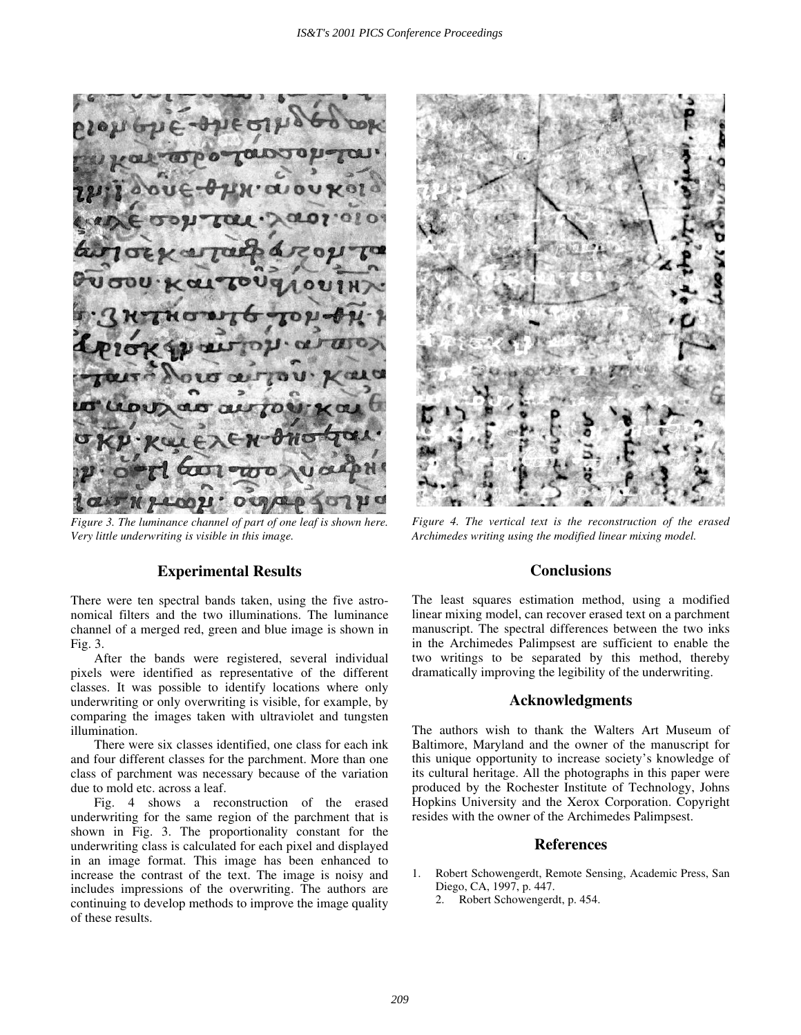*Figure 3. The luminance channel of part of one leaf is shown here. Very little underwriting is visible in this image.*

*Figure 4. The vertical text is the reconstruction of the erased Archimedes writing using the modified linear mixing model.*

## Experimental Results

There were ten spectral bands taken, using the five astronomical filters and the two illuminations. The luminance channel of a merged red, green and blue image is shown in Fig. 3.

After the bands were registered, several individual pixels were identified as representative of the different classes. It was possible to identify locations where only underwriting or only overwriting is visible, for example, by comparing the images taken with ultraviolet and tungsten illumination.

There were six classes identified, one class for each ink and four different classes for the parchment. More than one class of parchment was necessary because of the variation due to mold etc. across a leaf.

Fig. 4 shows a reconstruction of the erased underwriting for the same region of the parchment that is shown in Fig. 3. The proportionality constant for the underwriting class is calculated for each pixel and displayed in an image format. This image has been enhanced to increase the contrast of the text. The image is noisy and includes impressions of the overwriting. The authors are continuing to develop methods to improve the image quality of these results.

## Conclusions

The least squares estimation method, using a modified linear mixing model, can recover erased text on a parchment manuscript. The spectral differences between the two inks in the Archimedes Palimpsest are sufficient to enable the two writings to be separated by this method, thereby dramatically improving the legibility of the underwriting.

## Acknowledgments

The authors wish to thank the Walters Art Museum of Baltimore, Maryland and the owner of the manuscript for this unique opportunity to increase society's knowledge of its cultural heritage. All the photographs in this paper were produced by the Rochester Institute of Technology, Johns Hopkins University and the Xerox Corporation. Copyright resides with the owner of the Archimedes Palimpsest.

## References

1. Robert Schowengerdt, Remote Sensing, Academic Press, San Diego, CA, 1997, p. 447.
2. Robert Schowengerdt, p. 454.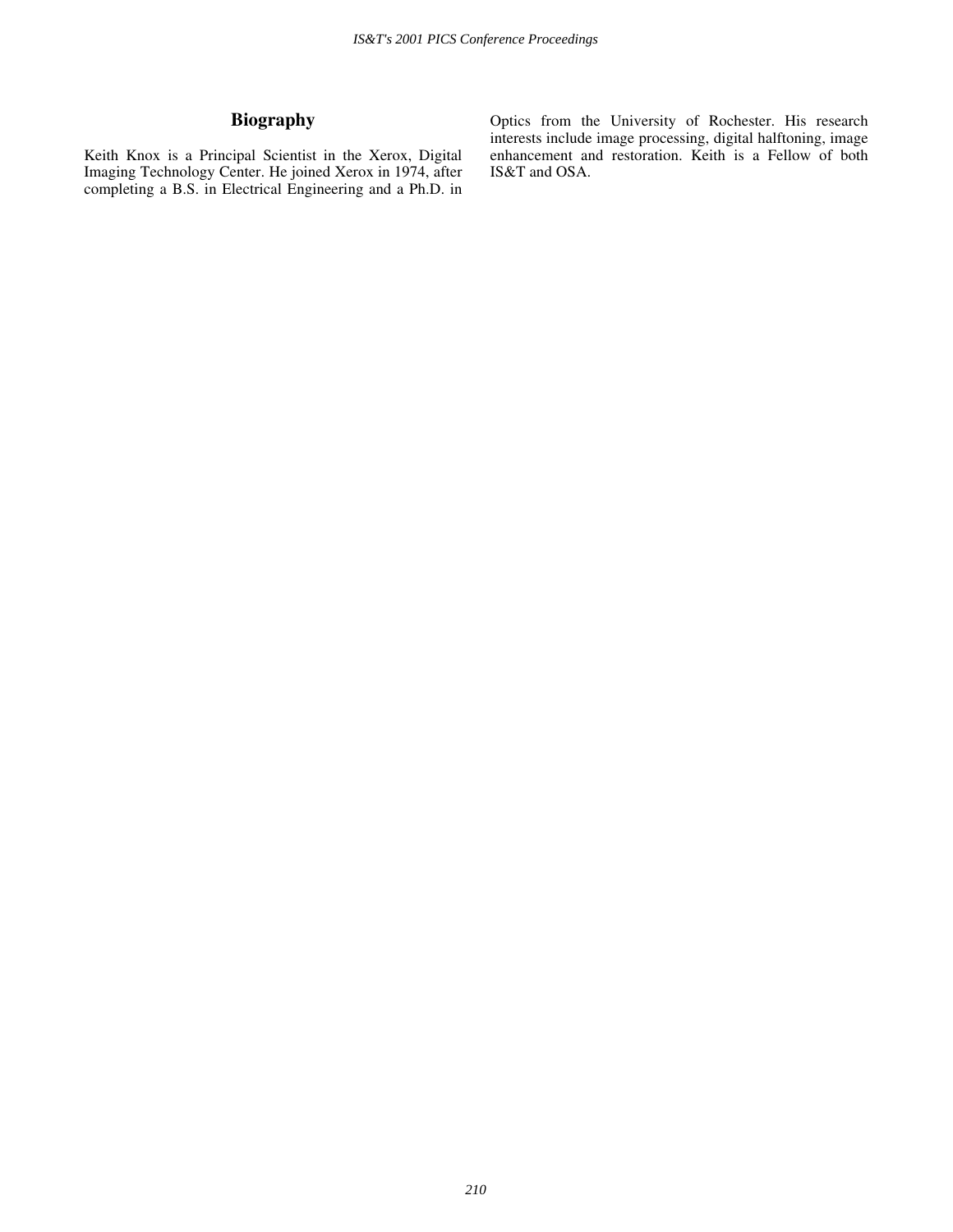## Biography

Keith Knox is a Principal Scientist in the Xerox, Digital Imaging Technology Center. He joined Xerox in 1974, after completing a B.S. in Electrical Engineering and a Ph.D. in Optics from the University of Rochester. His research interests include image processing, digital halftoning, image enhancement and restoration. Keith is a Fellow of both IS&T and OSA.